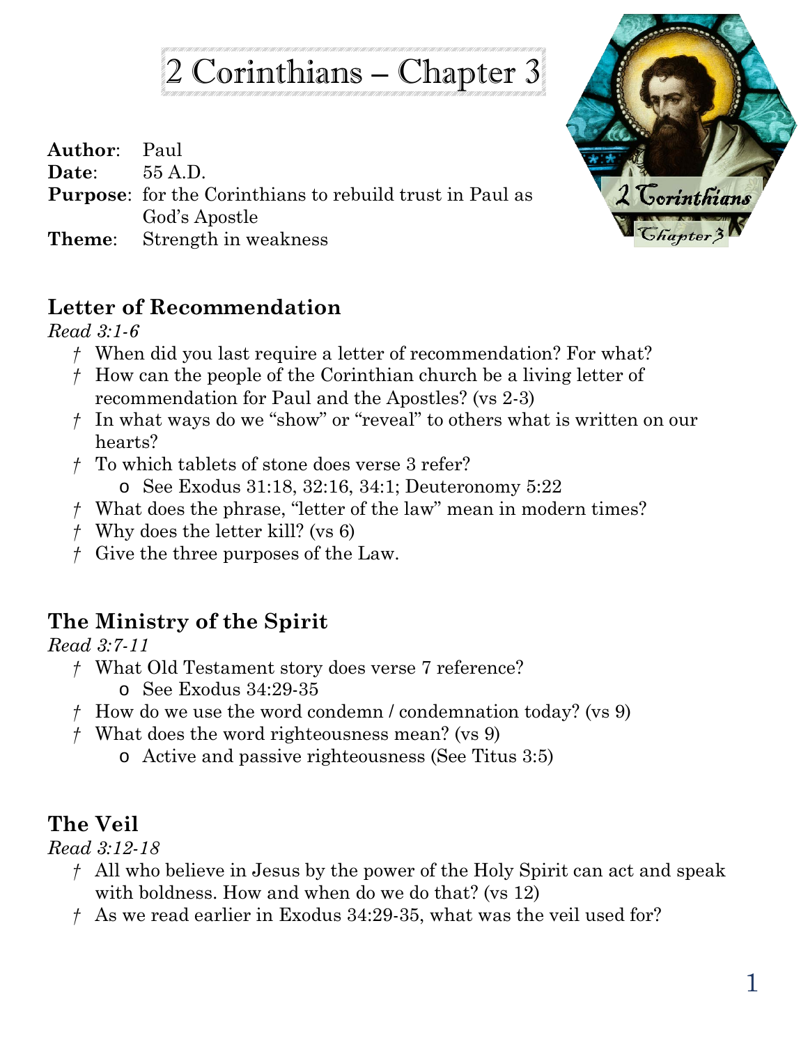# 2 Corinthians – Chapter 3

**Author**: Paul
**Date**: 55 A.D.
**Purpose**: for the Corinthians to rebuild trust in Paul as God's Apostle
**Theme**: Strength in weakness

## Letter of Recommendation

*Read 3:1-6*

- † When did you last require a letter of recommendation? For what?
- † How can the people of the Corinthian church be a living letter of recommendation for Paul and the Apostles? (vs 2-3)
- † In what ways do we "show" or "reveal" to others what is written on our hearts?
- † To which tablets of stone does verse 3 refer?
  - o See Exodus 31:18, 32:16, 34:1; Deuteronomy 5:22
- † What does the phrase, "letter of the law" mean in modern times?
- † Why does the letter kill? (vs 6)
- † Give the three purposes of the Law.

## The Ministry of the Spirit

*Read 3:7-11*

- † What Old Testament story does verse 7 reference?
  - o See Exodus 34:29-35
- † How do we use the word condemn / condemnation today? (vs 9)
- † What does the word righteousness mean? (vs 9)
  - o Active and passive righteousness (See Titus 3:5)

## The Veil

*Read 3:12-18*

- † All who believe in Jesus by the power of the Holy Spirit can act and speak with boldness. How and when do we do that? (vs 12)
- † As we read earlier in Exodus 34:29-35, what was the veil used for?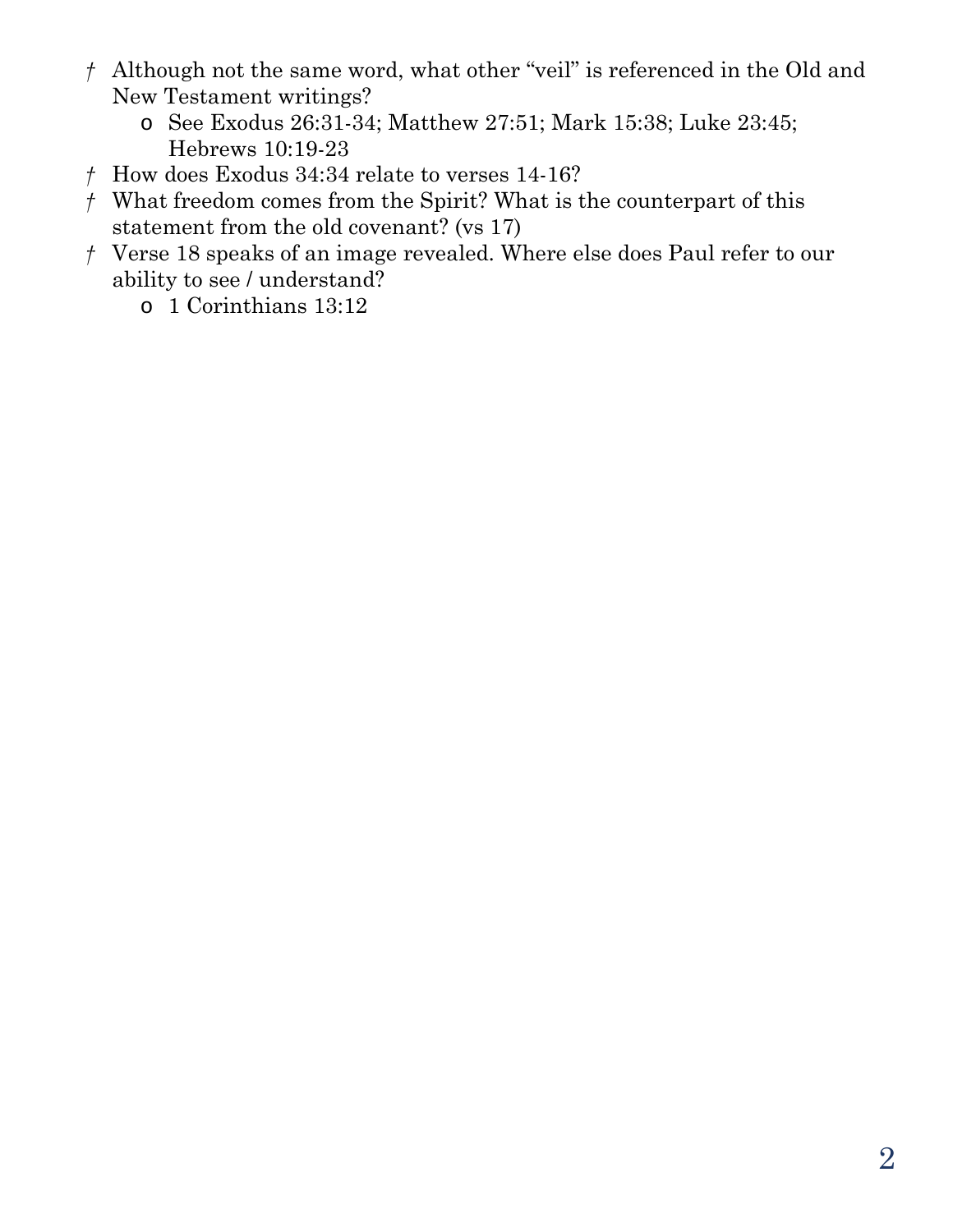- † Although not the same word, what other "veil" is referenced in the Old and New Testament writings?
  - o See Exodus 26:31-34; Matthew 27:51; Mark 15:38; Luke 23:45; Hebrews 10:19-23
- † How does Exodus 34:34 relate to verses 14-16?
- † What freedom comes from the Spirit? What is the counterpart of this statement from the old covenant? (vs 17)
- † Verse 18 speaks of an image revealed. Where else does Paul refer to our ability to see / understand?
  - o 1 Corinthians 13:12